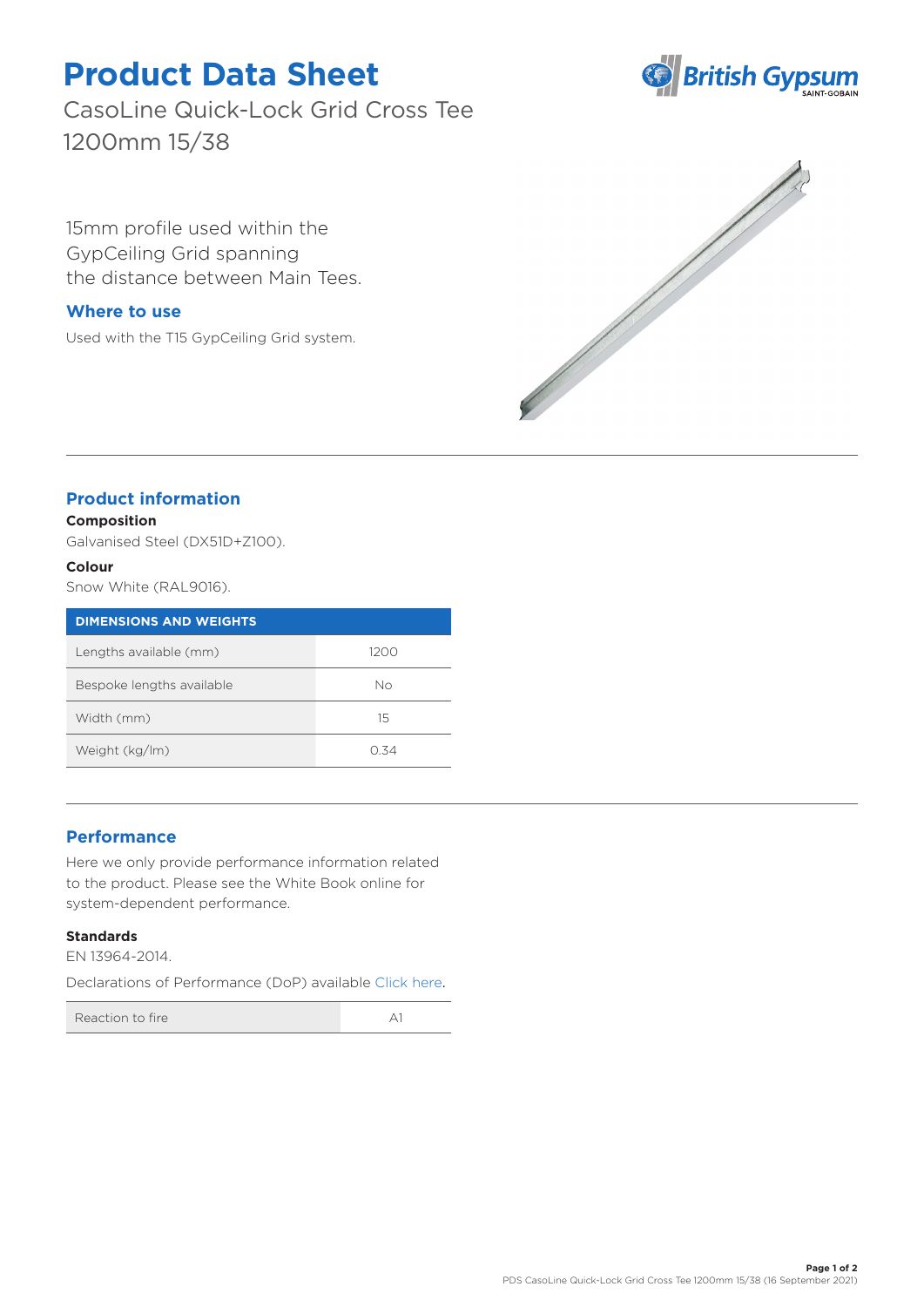# Product Data Sheet

CasoLine Quick-Lock Grid Cross Tee 1200mm 15/38

15mm profile used within the GypCeiling Grid spanning the distance between Main Tees.

## Where to use

Used with the T15 GypCeiling Grid system.

## Product information

**Composition**

Galvanised Steel (DX51D+Z100).

**Colour**

Snow White (RAL9016).

| DIMENSIONS AND WEIGHTS | |
|---|---|
| Lengths available (mm) | 1200 |
| Bespoke lengths available | No |
| Width (mm) | 15 |
| Weight (kg/lm) | 0.34 |

## Performance

Here we only provide performance information related to the product. Please see the White Book online for system-dependent performance.

**Standards**

EN 13964-2014.

Declarations of Performance (DoP) available Click here.

| Reaction to fire | A1 |
|---|---|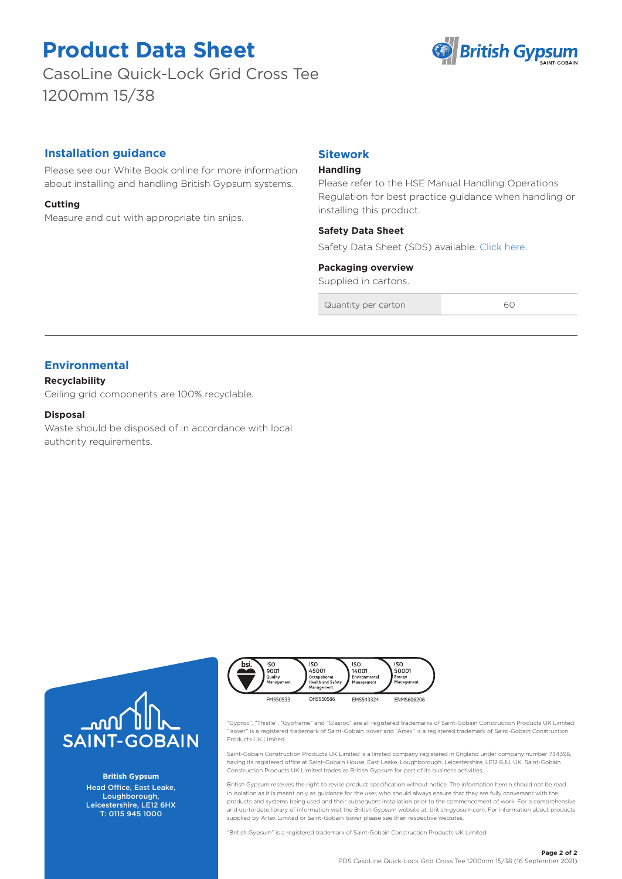# Product Data Sheet

CasoLine Quick-Lock Grid Cross Tee 1200mm 15/38

## Installation guidance

Please see our White Book online for more information about installing and handling British Gypsum systems.

**Cutting**

Measure and cut with appropriate tin snips.

## Sitework

**Handling**

Please refer to the HSE Manual Handling Operations Regulation for best practice guidance when handling or installing this product.

**Safety Data Sheet**

Safety Data Sheet (SDS) available. Click here.

**Packaging overview**

Supplied in cartons.

| | |
|---|---|
| Quantity per carton | 60 |

## Environmental

**Recyclability**

Ceiling grid components are 100% recyclable.

**Disposal**

Waste should be disposed of in accordance with local authority requirements.

**British Gypsum**
Head Office, East Leake, Loughborough, Leicestershire, LE12 6HX
T: 0115 945 1000

ISO 9001 Quality Management FM550533
ISO 45001 Occupational Health and Safety Management OHS550586
ISO 14001 Environmental Management EMS543324
ISO 50001 Energy Management ENMS606206

"Gyproc", "Thistle", "Gypframe" and "Glasroc" are all registered trademarks of Saint-Gobain Construction Products UK Limited. "Isover" is a registered trademark of Saint-Gobain Isover and "Artex" is a registered trademark of Saint-Gobain Construction Products UK Limited.

Saint-Gobain Construction Products UK Limited is a limited company registered in England under company number 734396, having its registered office at Saint-Gobain House, East Leake, Loughborough, Leicestershire, LE12 6JU, UK. Saint-Gobain Construction Products UK Limited trades as British Gypsum for part of its business activities.

British Gypsum reserves the right to revise product specification without notice. The information herein should not be read in isolation as it is meant only as guidance for the user, who should always ensure that they are fully conversant with the products and systems being used and their subsequent installation prior to the commencement of work. For a comprehensive and up-to-date library of information visit the British Gypsum website at: british-gypsum.com. For information about products supplied by Artex Limited or Saint-Gobain Isover please see their respective websites.

"British Gypsum" is a registered trademark of Saint-Gobain Construction Products UK Limited.